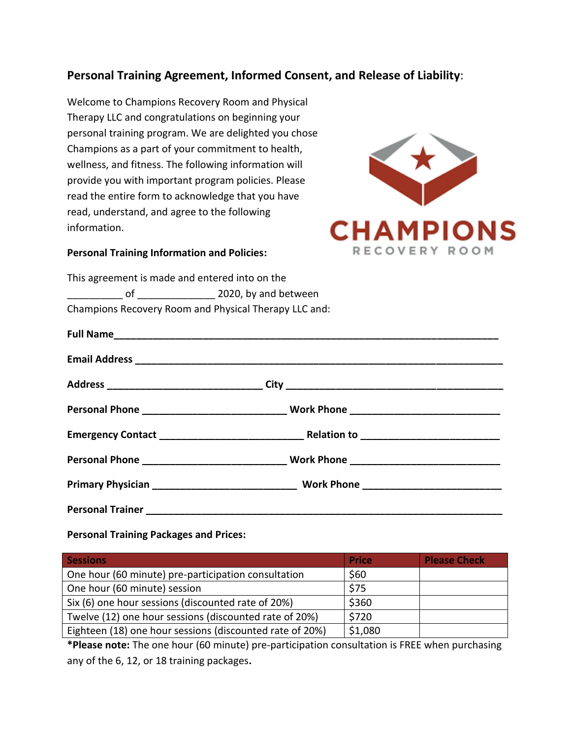## **Personal Training Agreement, Informed Consent, and Release of Liability**:

Welcome to Champions Recovery Room and Physical Therapy LLC and congratulations on beginning your personal training program. We are delighted you chose Champions as a part of your commitment to health, wellness, and fitness. The following information will provide you with important program policies. Please read the entire form to acknowledge that you have read, understand, and agree to the following information.

CHAMPIONS RECOVERY ROOM

**Personal Training Information and Policies:**

This agreement is made and entered into on the __________ of ______________ 2020, by and between Champions Recovery Room and Physical Therapy LLC and:

**Full Name**_______________________________________________________________________

**Email Address** ___________________________________________________________________

**Address** ____________________________ **City** _______________________________________

**Personal Phone** __________________________ **Work Phone** ___________________________

**Emergency Contact** __________________________ **Relation to** _________________________

**Personal Phone** __________________________ **Work Phone** ___________________________

**Primary Physician** __________________________ **Work Phone** _________________________

**Personal Trainer** __________________________________________________________________

**Personal Training Packages and Prices:**

| Sessions | Price | Please Check |
|---|---|---|
| One hour (60 minute) pre-participation consultation | $60 | |
| One hour (60 minute) session | $75 | |
| Six (6) one hour sessions (discounted rate of 20%) | $360 | |
| Twelve (12) one hour sessions (discounted rate of 20%) | $720 | |
| Eighteen (18) one hour sessions (discounted rate of 20%) | $1,080 | |

***Please note:** The one hour (60 minute) pre-participation consultation is FREE when purchasing any of the 6, 12, or 18 training packages**.**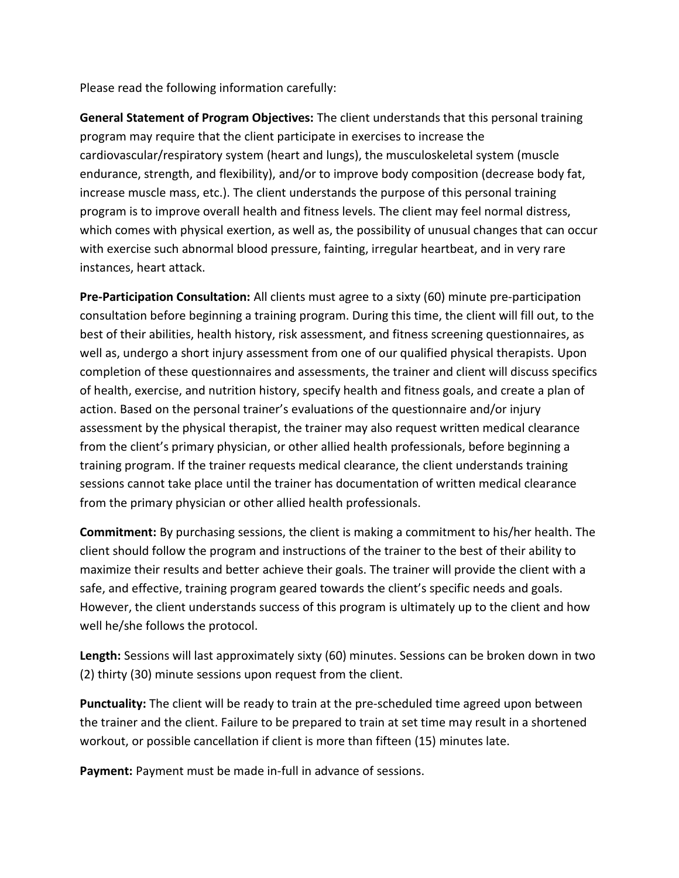Please read the following information carefully:

**General Statement of Program Objectives:** The client understands that this personal training program may require that the client participate in exercises to increase the cardiovascular/respiratory system (heart and lungs), the musculoskeletal system (muscle endurance, strength, and flexibility), and/or to improve body composition (decrease body fat, increase muscle mass, etc.). The client understands the purpose of this personal training program is to improve overall health and fitness levels. The client may feel normal distress, which comes with physical exertion, as well as, the possibility of unusual changes that can occur with exercise such abnormal blood pressure, fainting, irregular heartbeat, and in very rare instances, heart attack.

**Pre-Participation Consultation:** All clients must agree to a sixty (60) minute pre-participation consultation before beginning a training program. During this time, the client will fill out, to the best of their abilities, health history, risk assessment, and fitness screening questionnaires, as well as, undergo a short injury assessment from one of our qualified physical therapists. Upon completion of these questionnaires and assessments, the trainer and client will discuss specifics of health, exercise, and nutrition history, specify health and fitness goals, and create a plan of action. Based on the personal trainer's evaluations of the questionnaire and/or injury assessment by the physical therapist, the trainer may also request written medical clearance from the client's primary physician, or other allied health professionals, before beginning a training program. If the trainer requests medical clearance, the client understands training sessions cannot take place until the trainer has documentation of written medical clearance from the primary physician or other allied health professionals.

**Commitment:** By purchasing sessions, the client is making a commitment to his/her health. The client should follow the program and instructions of the trainer to the best of their ability to maximize their results and better achieve their goals. The trainer will provide the client with a safe, and effective, training program geared towards the client's specific needs and goals. However, the client understands success of this program is ultimately up to the client and how well he/she follows the protocol.

**Length:** Sessions will last approximately sixty (60) minutes. Sessions can be broken down in two (2) thirty (30) minute sessions upon request from the client.

**Punctuality:** The client will be ready to train at the pre-scheduled time agreed upon between the trainer and the client. Failure to be prepared to train at set time may result in a shortened workout, or possible cancellation if client is more than fifteen (15) minutes late.

**Payment:** Payment must be made in-full in advance of sessions.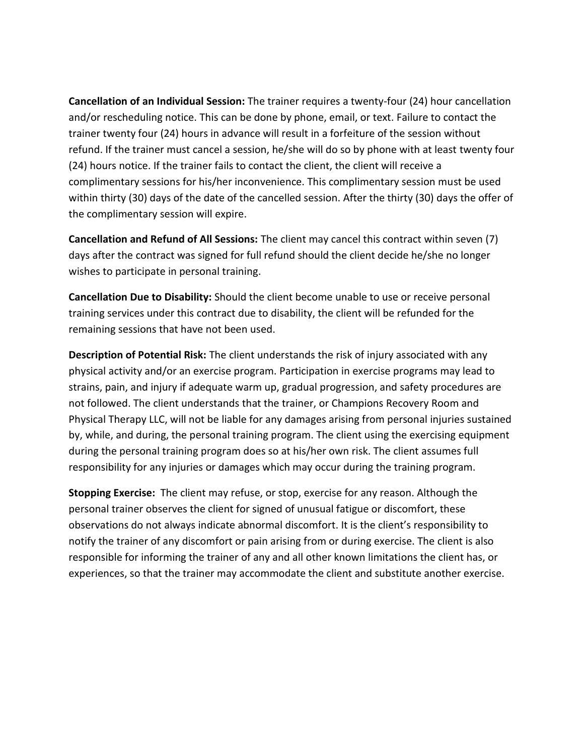**Cancellation of an Individual Session:** The trainer requires a twenty-four (24) hour cancellation and/or rescheduling notice. This can be done by phone, email, or text. Failure to contact the trainer twenty four (24) hours in advance will result in a forfeiture of the session without refund. If the trainer must cancel a session, he/she will do so by phone with at least twenty four (24) hours notice. If the trainer fails to contact the client, the client will receive a complimentary sessions for his/her inconvenience. This complimentary session must be used within thirty (30) days of the date of the cancelled session. After the thirty (30) days the offer of the complimentary session will expire.

**Cancellation and Refund of All Sessions:** The client may cancel this contract within seven (7) days after the contract was signed for full refund should the client decide he/she no longer wishes to participate in personal training.

**Cancellation Due to Disability:** Should the client become unable to use or receive personal training services under this contract due to disability, the client will be refunded for the remaining sessions that have not been used.

**Description of Potential Risk:** The client understands the risk of injury associated with any physical activity and/or an exercise program. Participation in exercise programs may lead to strains, pain, and injury if adequate warm up, gradual progression, and safety procedures are not followed. The client understands that the trainer, or Champions Recovery Room and Physical Therapy LLC, will not be liable for any damages arising from personal injuries sustained by, while, and during, the personal training program. The client using the exercising equipment during the personal training program does so at his/her own risk. The client assumes full responsibility for any injuries or damages which may occur during the training program.

**Stopping Exercise:** The client may refuse, or stop, exercise for any reason. Although the personal trainer observes the client for signed of unusual fatigue or discomfort, these observations do not always indicate abnormal discomfort. It is the client's responsibility to notify the trainer of any discomfort or pain arising from or during exercise. The client is also responsible for informing the trainer of any and all other known limitations the client has, or experiences, so that the trainer may accommodate the client and substitute another exercise.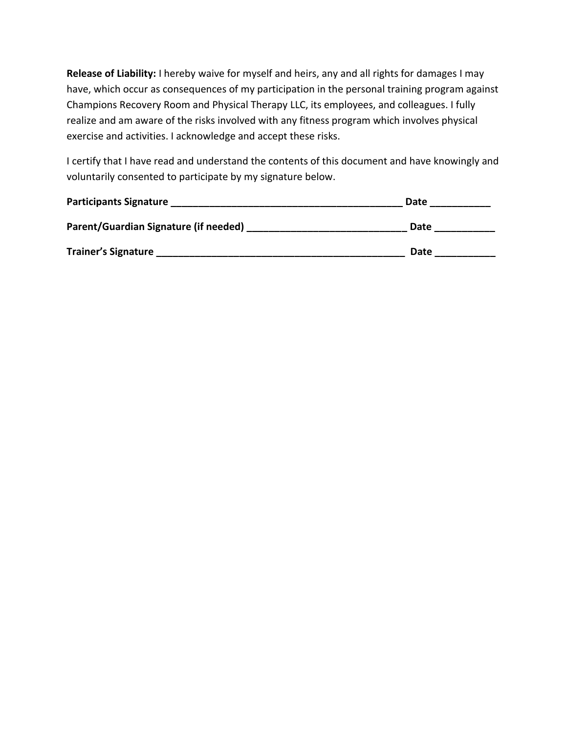**Release of Liability:** I hereby waive for myself and heirs, any and all rights for damages I may have, which occur as consequences of my participation in the personal training program against Champions Recovery Room and Physical Therapy LLC, its employees, and colleagues. I fully realize and am aware of the risks involved with any fitness program which involves physical exercise and activities. I acknowledge and accept these risks.

I certify that I have read and understand the contents of this document and have knowingly and voluntarily consented to participate by my signature below.

**Participants Signature ___________________________________________ Date ___________**

**Parent/Guardian Signature (if needed) _____________________________ Date ___________**

**Trainer's Signature _______________________________________________ Date ___________**